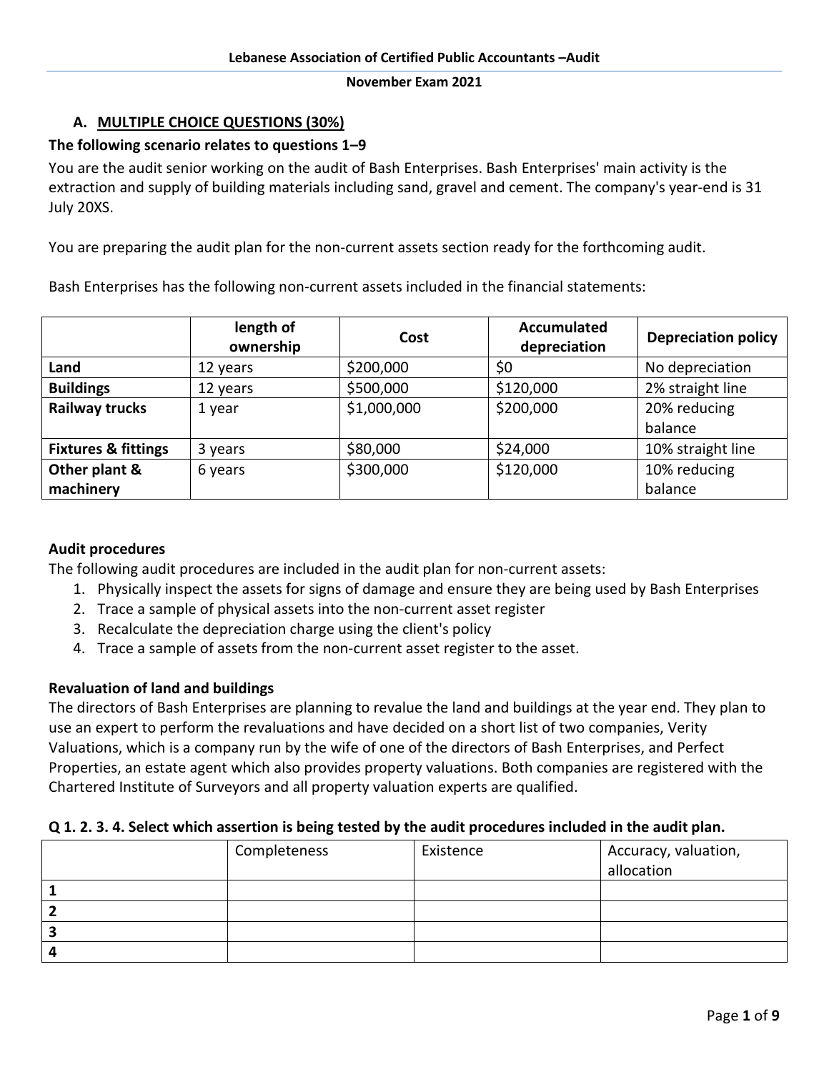**Lebanese Association of Certified Public Accountants –Audit**

**November Exam 2021**

## A. MULTIPLE CHOICE QUESTIONS (30%)

**The following scenario relates to questions 1–9**

You are the audit senior working on the audit of Bash Enterprises. Bash Enterprises' main activity is the extraction and supply of building materials including sand, gravel and cement. The company's year-end is 31 July 20XS.

You are preparing the audit plan for the non-current assets section ready for the forthcoming audit.

Bash Enterprises has the following non-current assets included in the financial statements:

| | length of ownership | Cost | Accumulated depreciation | Depreciation policy |
|---|---|---|---|---|
| **Land** | 12 years | $200,000 | $0 | No depreciation |
| **Buildings** | 12 years | $500,000 | $120,000 | 2% straight line |
| **Railway trucks** | 1 year | $1,000,000 | $200,000 | 20% reducing balance |
| **Fixtures & fittings** | 3 years | $80,000 | $24,000 | 10% straight line |
| **Other plant & machinery** | 6 years | $300,000 | $120,000 | 10% reducing balance |

**Audit procedures**

The following audit procedures are included in the audit plan for non-current assets:

1. Physically inspect the assets for signs of damage and ensure they are being used by Bash Enterprises
2. Trace a sample of physical assets into the non-current asset register
3. Recalculate the depreciation charge using the client's policy
4. Trace a sample of assets from the non-current asset register to the asset.

**Revaluation of land and buildings**

The directors of Bash Enterprises are planning to revalue the land and buildings at the year end. They plan to use an expert to perform the revaluations and have decided on a short list of two companies, Verity Valuations, which is a company run by the wife of one of the directors of Bash Enterprises, and Perfect Properties, an estate agent which also provides property valuations. Both companies are registered with the Chartered Institute of Surveyors and all property valuation experts are qualified.

**Q 1. 2. 3. 4. Select which assertion is being tested by the audit procedures included in the audit plan.**

| | Completeness | Existence | Accuracy, valuation, allocation |
|---|---|---|---|
| **1** | | | |
| **2** | | | |
| **3** | | | |
| **4** | | | |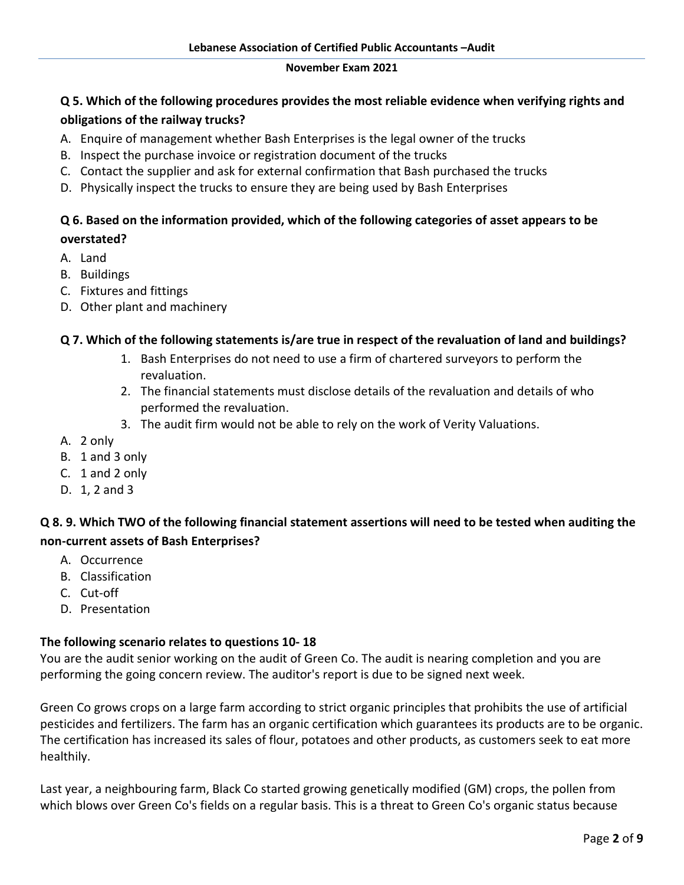**Q 5. Which of the following procedures provides the most reliable evidence when verifying rights and obligations of the railway trucks?**

A. Enquire of management whether Bash Enterprises is the legal owner of the trucks
B. Inspect the purchase invoice or registration document of the trucks
C. Contact the supplier and ask for external confirmation that Bash purchased the trucks
D. Physically inspect the trucks to ensure they are being used by Bash Enterprises

**Q 6. Based on the information provided, which of the following categories of asset appears to be overstated?**

A. Land
B. Buildings
C. Fixtures and fittings
D. Other plant and machinery

**Q 7. Which of the following statements is/are true in respect of the revaluation of land and buildings?**

1. Bash Enterprises do not need to use a firm of chartered surveyors to perform the revaluation.
2. The financial statements must disclose details of the revaluation and details of who performed the revaluation.
3. The audit firm would not be able to rely on the work of Verity Valuations.

A. 2 only
B. 1 and 3 only
C. 1 and 2 only
D. 1, 2 and 3

**Q 8. 9. Which TWO of the following financial statement assertions will need to be tested when auditing the non-current assets of Bash Enterprises?**

A. Occurrence
B. Classification
C. Cut-off
D. Presentation

**The following scenario relates to questions 10- 18**

You are the audit senior working on the audit of Green Co. The audit is nearing completion and you are performing the going concern review. The auditor's report is due to be signed next week.

Green Co grows crops on a large farm according to strict organic principles that prohibits the use of artificial pesticides and fertilizers. The farm has an organic certification which guarantees its products are to be organic. The certification has increased its sales of flour, potatoes and other products, as customers seek to eat more healthily.

Last year, a neighbouring farm, Black Co started growing genetically modified (GM) crops, the pollen from which blows over Green Co's fields on a regular basis. This is a threat to Green Co's organic status because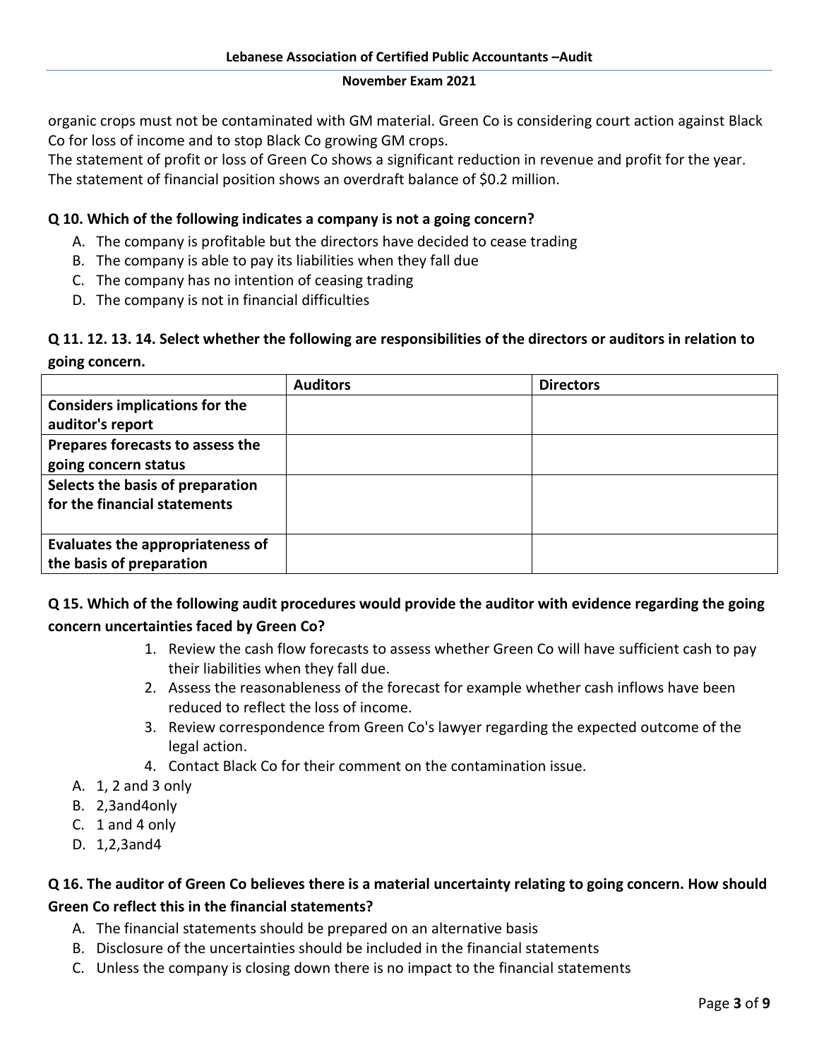organic crops must not be contaminated with GM material. Green Co is considering court action against Black Co for loss of income and to stop Black Co growing GM crops.
The statement of profit or loss of Green Co shows a significant reduction in revenue and profit for the year. The statement of financial position shows an overdraft balance of $0.2 million.

**Q 10. Which of the following indicates a company is not a going concern?**

A. The company is profitable but the directors have decided to cease trading
B. The company is able to pay its liabilities when they fall due
C. The company has no intention of ceasing trading
D. The company is not in financial difficulties

**Q 11. 12. 13. 14. Select whether the following are responsibilities of the directors or auditors in relation to going concern.**

| | Auditors | Directors |
|---|---|---|
| **Considers implications for the auditor's report** | | |
| **Prepares forecasts to assess the going concern status** | | |
| **Selects the basis of preparation for the financial statements** | | |
| **Evaluates the appropriateness of the basis of preparation** | | |

**Q 15. Which of the following audit procedures would provide the auditor with evidence regarding the going concern uncertainties faced by Green Co?**

1. Review the cash flow forecasts to assess whether Green Co will have sufficient cash to pay their liabilities when they fall due.
2. Assess the reasonableness of the forecast for example whether cash inflows have been reduced to reflect the loss of income.
3. Review correspondence from Green Co's lawyer regarding the expected outcome of the legal action.
4. Contact Black Co for their comment on the contamination issue.

A. 1, 2 and 3 only
B. 2,3and4only
C. 1 and 4 only
D. 1,2,3and4

**Q 16. The auditor of Green Co believes there is a material uncertainty relating to going concern. How should Green Co reflect this in the financial statements?**

A. The financial statements should be prepared on an alternative basis
B. Disclosure of the uncertainties should be included in the financial statements
C. Unless the company is closing down there is no impact to the financial statements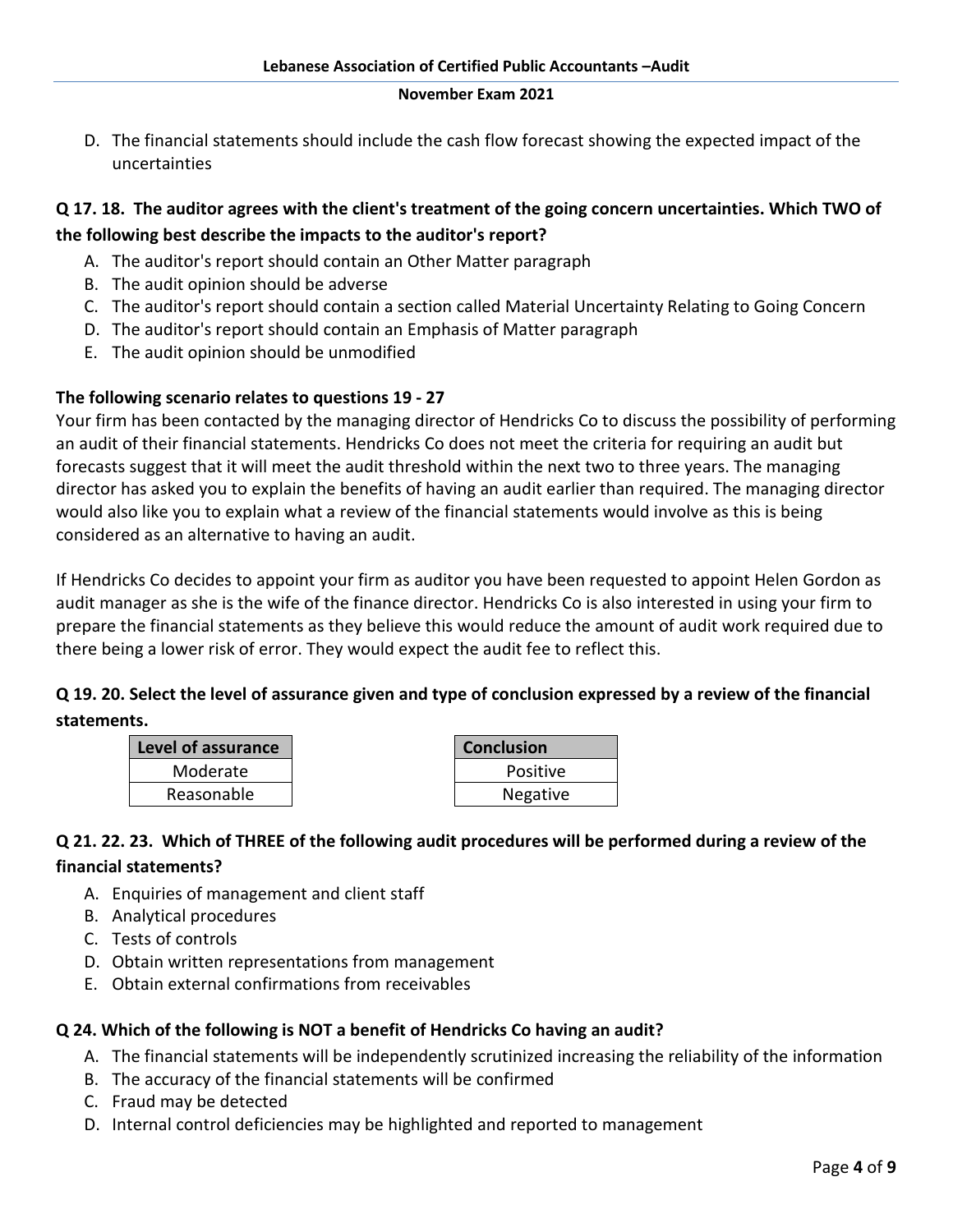D. The financial statements should include the cash flow forecast showing the expected impact of the uncertainties

**Q 17. 18. The auditor agrees with the client's treatment of the going concern uncertainties. Which TWO of the following best describe the impacts to the auditor's report?**

A. The auditor's report should contain an Other Matter paragraph
B. The audit opinion should be adverse
C. The auditor's report should contain a section called Material Uncertainty Relating to Going Concern
D. The auditor's report should contain an Emphasis of Matter paragraph
E. The audit opinion should be unmodified

**The following scenario relates to questions 19 - 27**

Your firm has been contacted by the managing director of Hendricks Co to discuss the possibility of performing an audit of their financial statements. Hendricks Co does not meet the criteria for requiring an audit but forecasts suggest that it will meet the audit threshold within the next two to three years. The managing director has asked you to explain the benefits of having an audit earlier than required. The managing director would also like you to explain what a review of the financial statements would involve as this is being considered as an alternative to having an audit.

If Hendricks Co decides to appoint your firm as auditor you have been requested to appoint Helen Gordon as audit manager as she is the wife of the finance director. Hendricks Co is also interested in using your firm to prepare the financial statements as they believe this would reduce the amount of audit work required due to there being a lower risk of error. They would expect the audit fee to reflect this.

**Q 19. 20. Select the level of assurance given and type of conclusion expressed by a review of the financial statements.**

| Level of assurance |
|---|
| Moderate |
| Reasonable |

| Conclusion |
|---|
| Positive |
| Negative |

**Q 21. 22. 23. Which of THREE of the following audit procedures will be performed during a review of the financial statements?**

A. Enquiries of management and client staff
B. Analytical procedures
C. Tests of controls
D. Obtain written representations from management
E. Obtain external confirmations from receivables

**Q 24. Which of the following is NOT a benefit of Hendricks Co having an audit?**

A. The financial statements will be independently scrutinized increasing the reliability of the information
B. The accuracy of the financial statements will be confirmed
C. Fraud may be detected
D. Internal control deficiencies may be highlighted and reported to management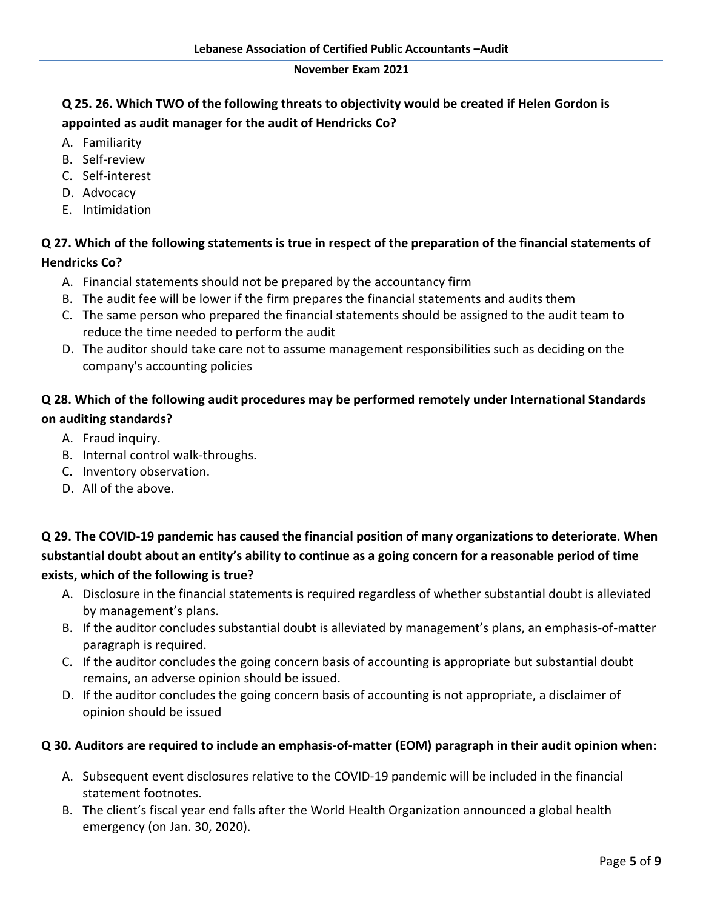**Q 25. 26. Which TWO of the following threats to objectivity would be created if Helen Gordon is appointed as audit manager for the audit of Hendricks Co?**

A. Familiarity
B. Self-review
C. Self-interest
D. Advocacy
E. Intimidation

**Q 27. Which of the following statements is true in respect of the preparation of the financial statements of Hendricks Co?**

A. Financial statements should not be prepared by the accountancy firm
B. The audit fee will be lower if the firm prepares the financial statements and audits them
C. The same person who prepared the financial statements should be assigned to the audit team to reduce the time needed to perform the audit
D. The auditor should take care not to assume management responsibilities such as deciding on the company's accounting policies

**Q 28. Which of the following audit procedures may be performed remotely under International Standards on auditing standards?**

A. Fraud inquiry.
B. Internal control walk-throughs.
C. Inventory observation.
D. All of the above.

**Q 29. The COVID-19 pandemic has caused the financial position of many organizations to deteriorate. When substantial doubt about an entity's ability to continue as a going concern for a reasonable period of time exists, which of the following is true?**

A. Disclosure in the financial statements is required regardless of whether substantial doubt is alleviated by management's plans.
B. If the auditor concludes substantial doubt is alleviated by management's plans, an emphasis-of-matter paragraph is required.
C. If the auditor concludes the going concern basis of accounting is appropriate but substantial doubt remains, an adverse opinion should be issued.
D. If the auditor concludes the going concern basis of accounting is not appropriate, a disclaimer of opinion should be issued

**Q 30. Auditors are required to include an emphasis-of-matter (EOM) paragraph in their audit opinion when:**

A. Subsequent event disclosures relative to the COVID-19 pandemic will be included in the financial statement footnotes.
B. The client's fiscal year end falls after the World Health Organization announced a global health emergency (on Jan. 30, 2020).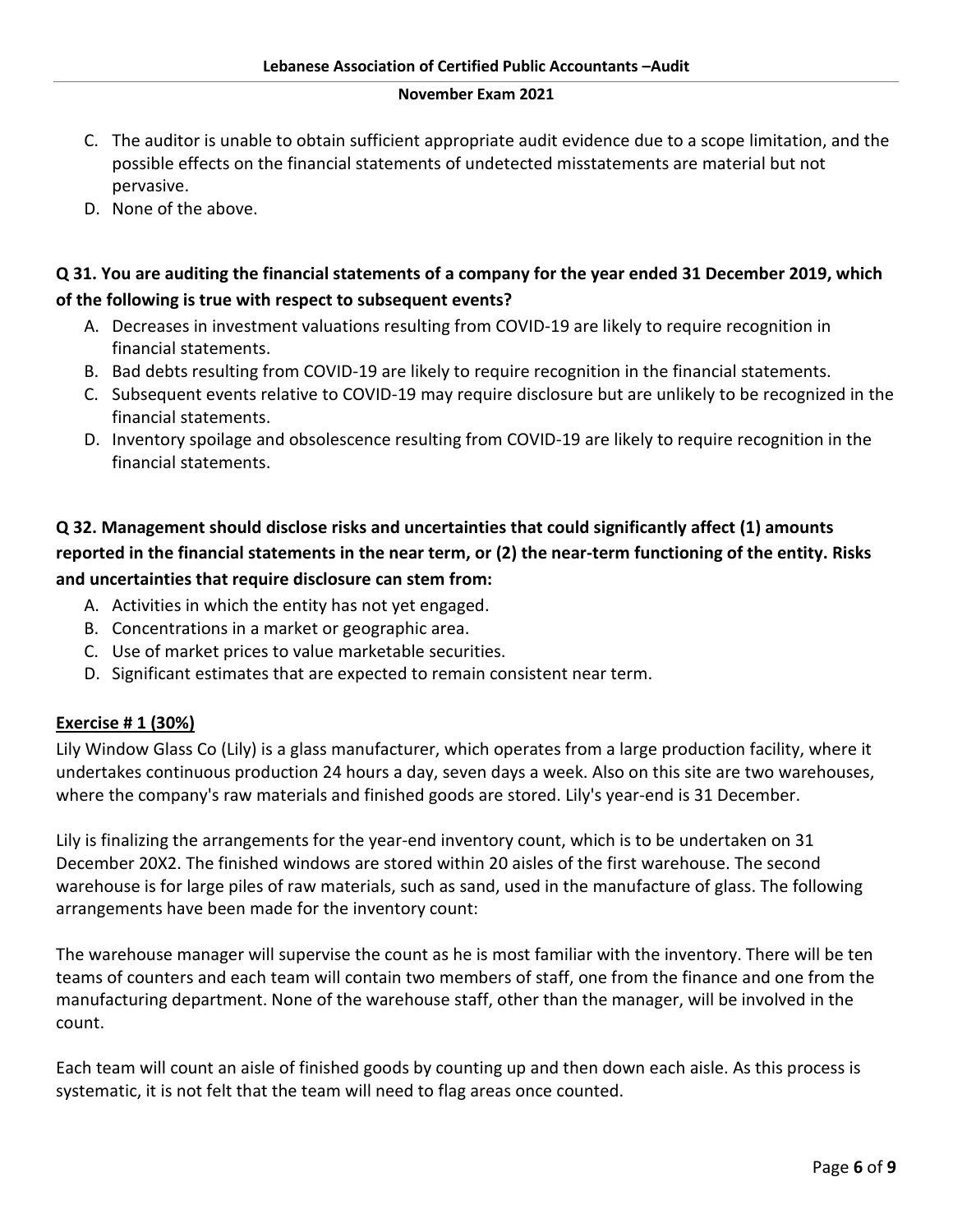C. The auditor is unable to obtain sufficient appropriate audit evidence due to a scope limitation, and the possible effects on the financial statements of undetected misstatements are material but not pervasive.
D. None of the above.

**Q 31. You are auditing the financial statements of a company for the year ended 31 December 2019, which of the following is true with respect to subsequent events?**

A. Decreases in investment valuations resulting from COVID-19 are likely to require recognition in financial statements.
B. Bad debts resulting from COVID-19 are likely to require recognition in the financial statements.
C. Subsequent events relative to COVID-19 may require disclosure but are unlikely to be recognized in the financial statements.
D. Inventory spoilage and obsolescence resulting from COVID-19 are likely to require recognition in the financial statements.

**Q 32. Management should disclose risks and uncertainties that could significantly affect (1) amounts reported in the financial statements in the near term, or (2) the near-term functioning of the entity. Risks and uncertainties that require disclosure can stem from:**

A. Activities in which the entity has not yet engaged.
B. Concentrations in a market or geographic area.
C. Use of market prices to value marketable securities.
D. Significant estimates that are expected to remain consistent near term.

## <u>Exercise # 1 (30%)</u>

Lily Window Glass Co (Lily) is a glass manufacturer, which operates from a large production facility, where it undertakes continuous production 24 hours a day, seven days a week. Also on this site are two warehouses, where the company's raw materials and finished goods are stored. Lily's year-end is 31 December.

Lily is finalizing the arrangements for the year-end inventory count, which is to be undertaken on 31 December 20X2. The finished windows are stored within 20 aisles of the first warehouse. The second warehouse is for large piles of raw materials, such as sand, used in the manufacture of glass. The following arrangements have been made for the inventory count:

The warehouse manager will supervise the count as he is most familiar with the inventory. There will be ten teams of counters and each team will contain two members of staff, one from the finance and one from the manufacturing department. None of the warehouse staff, other than the manager, will be involved in the count.

Each team will count an aisle of finished goods by counting up and then down each aisle. As this process is systematic, it is not felt that the team will need to flag areas once counted.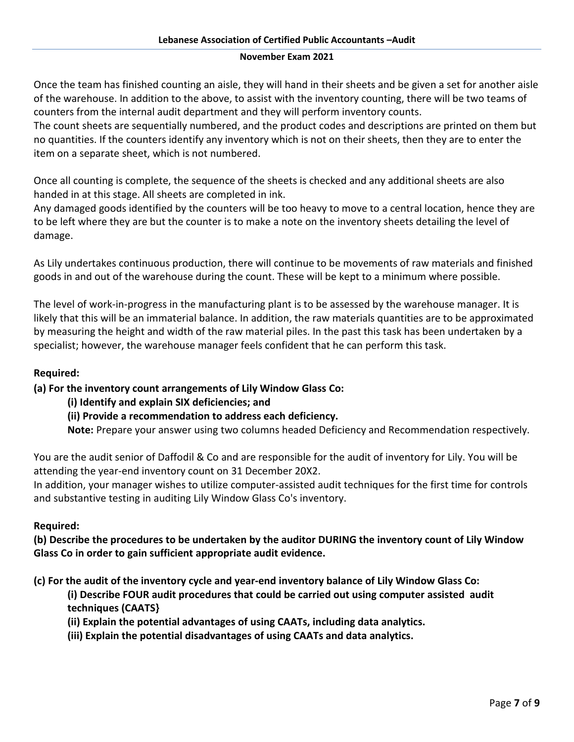Once the team has finished counting an aisle, they will hand in their sheets and be given a set for another aisle of the warehouse. In addition to the above, to assist with the inventory counting, there will be two teams of counters from the internal audit department and they will perform inventory counts.
The count sheets are sequentially numbered, and the product codes and descriptions are printed on them but no quantities. If the counters identify any inventory which is not on their sheets, then they are to enter the item on a separate sheet, which is not numbered.

Once all counting is complete, the sequence of the sheets is checked and any additional sheets are also handed in at this stage. All sheets are completed in ink.
Any damaged goods identified by the counters will be too heavy to move to a central location, hence they are to be left where they are but the counter is to make a note on the inventory sheets detailing the level of damage.

As Lily undertakes continuous production, there will continue to be movements of raw materials and finished goods in and out of the warehouse during the count. These will be kept to a minimum where possible.

The level of work-in-progress in the manufacturing plant is to be assessed by the warehouse manager. It is likely that this will be an immaterial balance. In addition, the raw materials quantities are to be approximated by measuring the height and width of the raw material piles. In the past this task has been undertaken by a specialist; however, the warehouse manager feels confident that he can perform this task.

**Required:**

**(a) For the inventory count arrangements of Lily Window Glass Co:**

**(i) Identify and explain SIX deficiencies; and**

**(ii) Provide a recommendation to address each deficiency.**

**Note:** Prepare your answer using two columns headed Deficiency and Recommendation respectively.

You are the audit senior of Daffodil & Co and are responsible for the audit of inventory for Lily. You will be attending the year-end inventory count on 31 December 20X2.
In addition, your manager wishes to utilize computer-assisted audit techniques for the first time for controls and substantive testing in auditing Lily Window Glass Co's inventory.

**Required:**

**(b) Describe the procedures to be undertaken by the auditor DURING the inventory count of Lily Window Glass Co in order to gain sufficient appropriate audit evidence.**

**(c) For the audit of the inventory cycle and year-end inventory balance of Lily Window Glass Co:**

**(i) Describe FOUR audit procedures that could be carried out using computer assisted audit techniques (CAATS}**

**(ii) Explain the potential advantages of using CAATs, including data analytics.**

**(iii) Explain the potential disadvantages of using CAATs and data analytics.**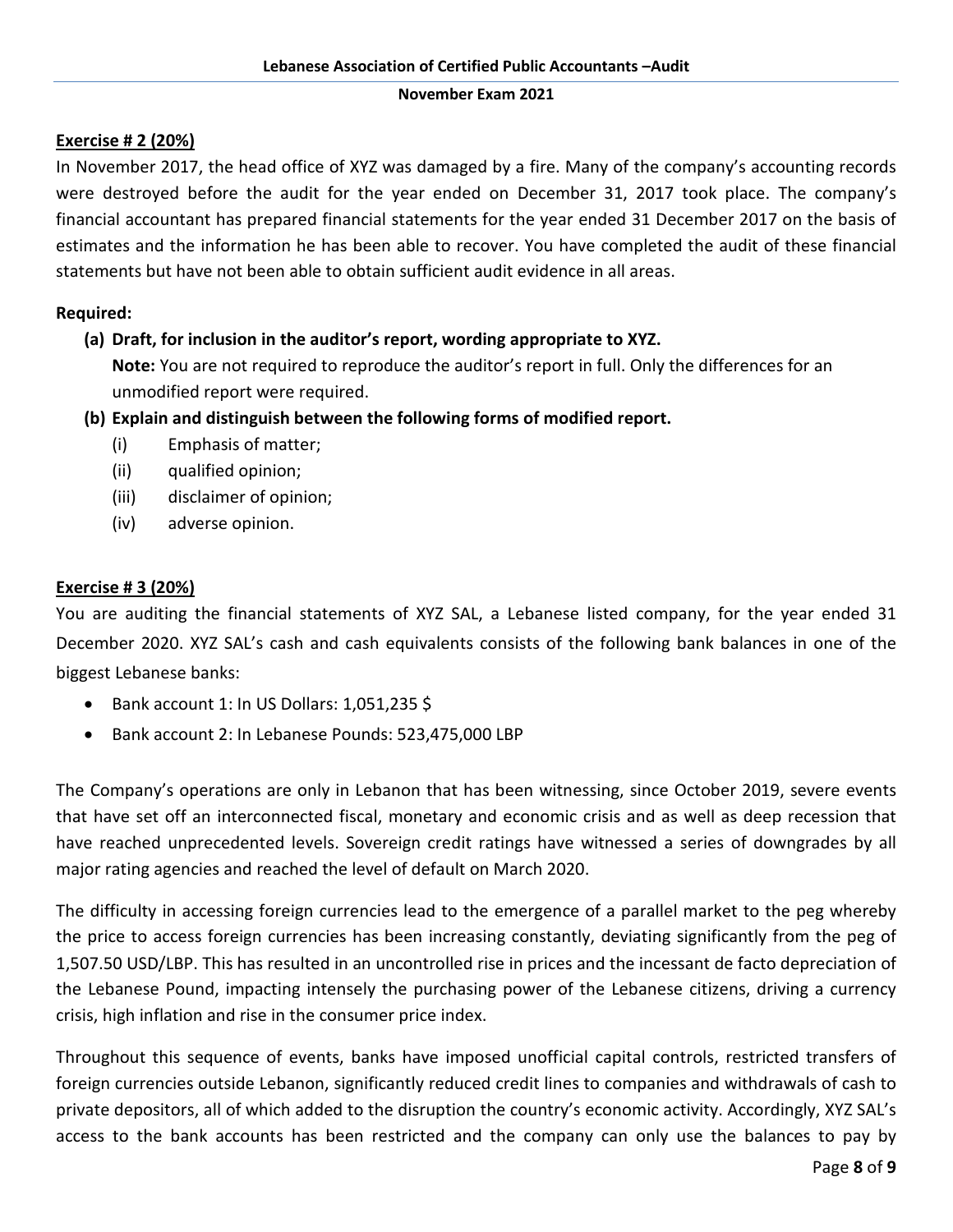## Exercise # 2 (20%)

In November 2017, the head office of XYZ was damaged by a fire. Many of the company's accounting records were destroyed before the audit for the year ended on December 31, 2017 took place. The company's financial accountant has prepared financial statements for the year ended 31 December 2017 on the basis of estimates and the information he has been able to recover. You have completed the audit of these financial statements but have not been able to obtain sufficient audit evidence in all areas.

**Required:**

**(a) Draft, for inclusion in the auditor's report, wording appropriate to XYZ.**

**Note:** You are not required to reproduce the auditor's report in full. Only the differences for an unmodified report were required.

**(b) Explain and distinguish between the following forms of modified report.**

(i) Emphasis of matter;

(ii) qualified opinion;

(iii) disclaimer of opinion;

(iv) adverse opinion.

## Exercise # 3 (20%)

You are auditing the financial statements of XYZ SAL, a Lebanese listed company, for the year ended 31 December 2020. XYZ SAL's cash and cash equivalents consists of the following bank balances in one of the biggest Lebanese banks:

- Bank account 1: In US Dollars: 1,051,235 $
- Bank account 2: In Lebanese Pounds: 523,475,000 LBP

The Company's operations are only in Lebanon that has been witnessing, since October 2019, severe events that have set off an interconnected fiscal, monetary and economic crisis and as well as deep recession that have reached unprecedented levels. Sovereign credit ratings have witnessed a series of downgrades by all major rating agencies and reached the level of default on March 2020.

The difficulty in accessing foreign currencies lead to the emergence of a parallel market to the peg whereby the price to access foreign currencies has been increasing constantly, deviating significantly from the peg of 1,507.50 USD/LBP. This has resulted in an uncontrolled rise in prices and the incessant de facto depreciation of the Lebanese Pound, impacting intensely the purchasing power of the Lebanese citizens, driving a currency crisis, high inflation and rise in the consumer price index.

Throughout this sequence of events, banks have imposed unofficial capital controls, restricted transfers of foreign currencies outside Lebanon, significantly reduced credit lines to companies and withdrawals of cash to private depositors, all of which added to the disruption the country's economic activity. Accordingly, XYZ SAL's access to the bank accounts has been restricted and the company can only use the balances to pay by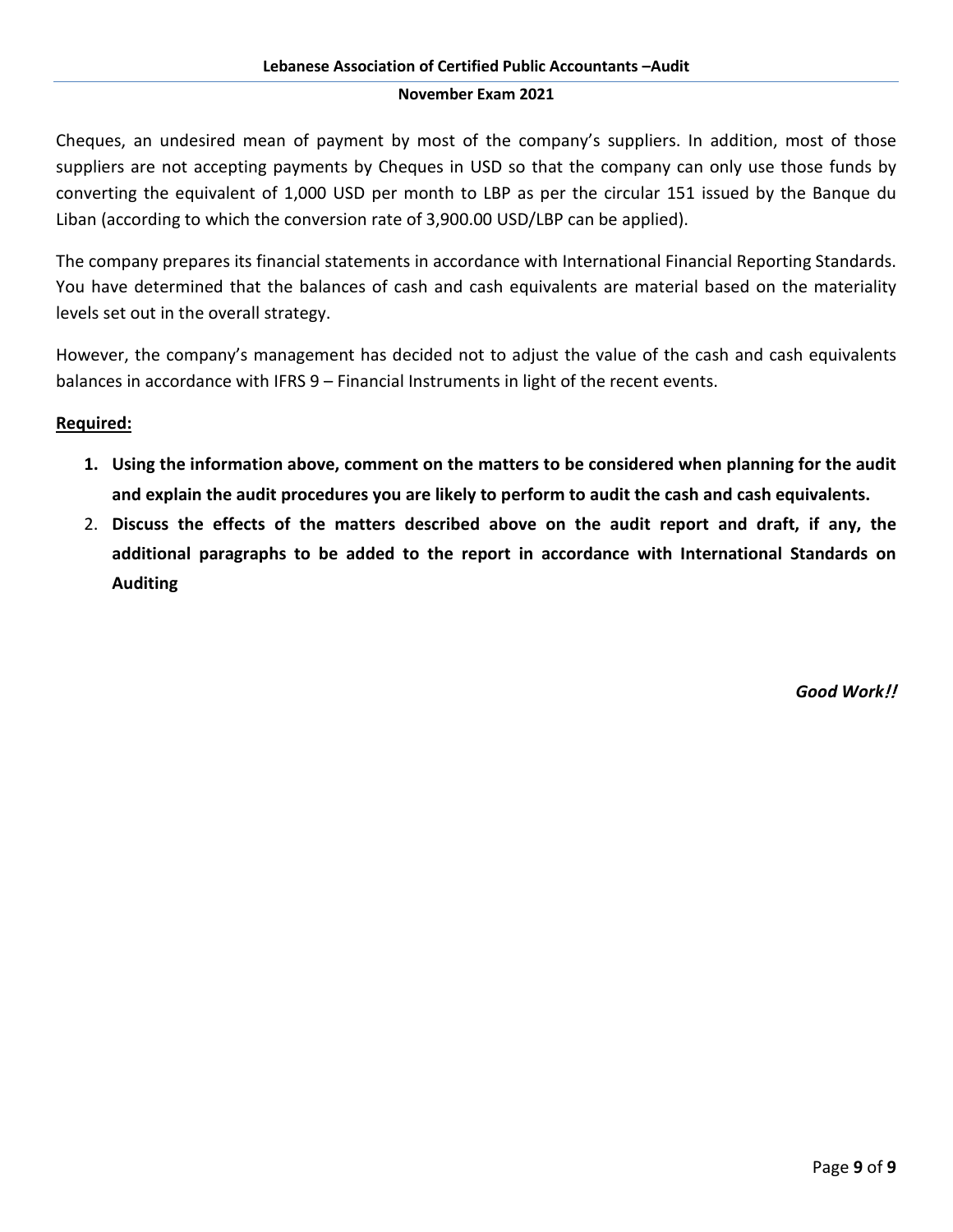Cheques, an undesired mean of payment by most of the company's suppliers. In addition, most of those suppliers are not accepting payments by Cheques in USD so that the company can only use those funds by converting the equivalent of 1,000 USD per month to LBP as per the circular 151 issued by the Banque du Liban (according to which the conversion rate of 3,900.00 USD/LBP can be applied).

The company prepares its financial statements in accordance with International Financial Reporting Standards. You have determined that the balances of cash and cash equivalents are material based on the materiality levels set out in the overall strategy.

However, the company's management has decided not to adjust the value of the cash and cash equivalents balances in accordance with IFRS 9 – Financial Instruments in light of the recent events.

**Required:**

1. **Using the information above, comment on the matters to be considered when planning for the audit and explain the audit procedures you are likely to perform to audit the cash and cash equivalents.**
2. **Discuss the effects of the matters described above on the audit report and draft, if any, the additional paragraphs to be added to the report in accordance with International Standards on Auditing**

***Good Work!!***